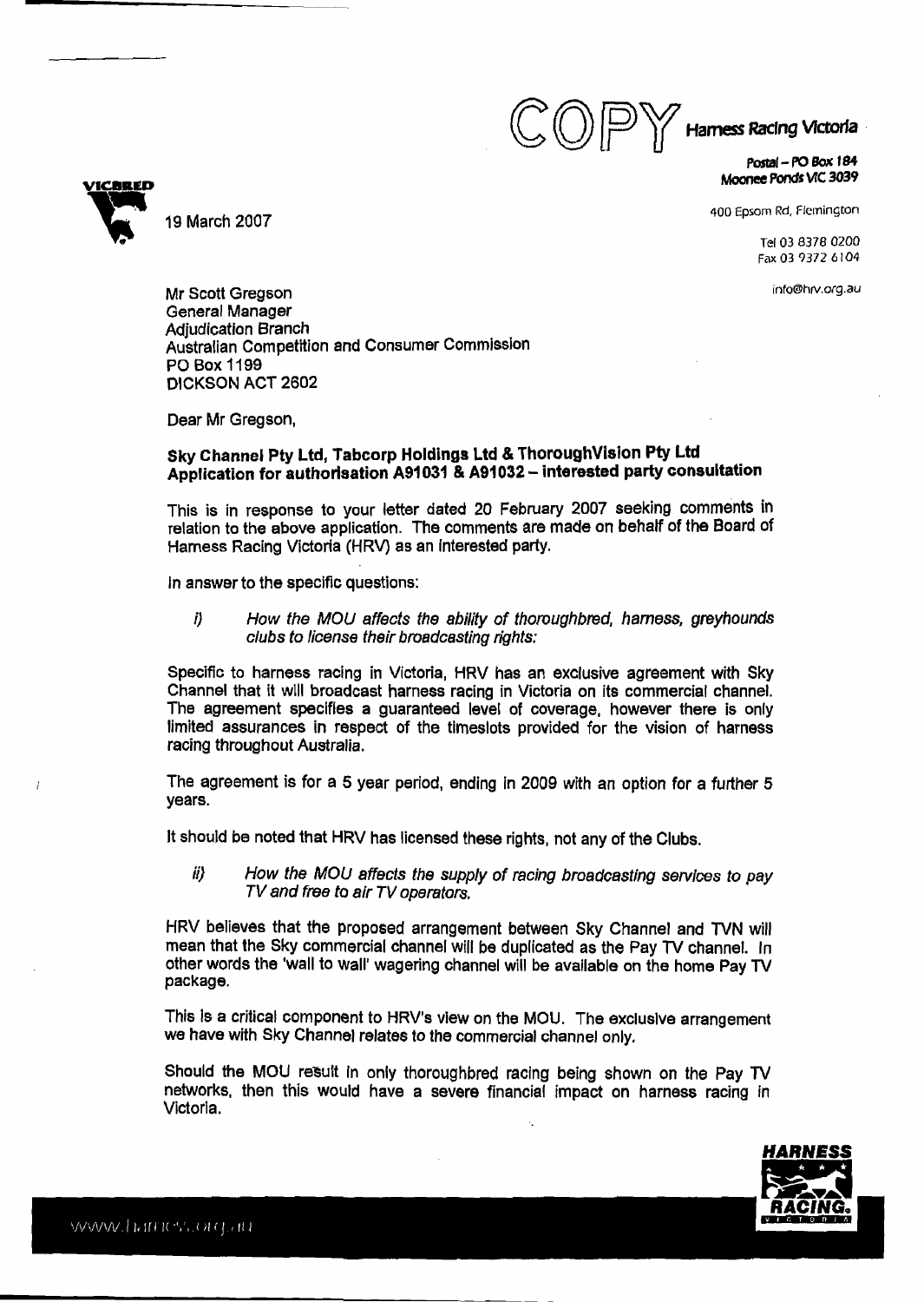COPY **Harness Racing Victoria**

**Postal – PO Box 184**
**Moonee Ponds VIC 3039**

400 Epsom Rd, Flemington

Tel 03 8378 0200
Fax 03 9372 6104

info@hrv.org.au

VICBRED

19 March 2007

Mr Scott Gregson
General Manager
Adjudication Branch
Australian Competition and Consumer Commission
PO Box 1199
DICKSON ACT 2602

Dear Mr Gregson,

**Sky Channel Pty Ltd, Tabcorp Holdings Ltd & ThoroughVision Pty Ltd Application for authorisation A91031 & A91032 – interested party consultation**

This is in response to your letter dated 20 February 2007 seeking comments in relation to the above application. The comments are made on behalf of the Board of Harness Racing Victoria (HRV) as an interested party.

In answer to the specific questions:

i) *How the MOU affects the ability of thoroughbred, harness, greyhounds clubs to license their broadcasting rights:*

Specific to harness racing in Victoria, HRV has an exclusive agreement with Sky Channel that it will broadcast harness racing in Victoria on its commercial channel. The agreement specifies a guaranteed level of coverage, however there is only limited assurances in respect of the timeslots provided for the vision of harness racing throughout Australia.

The agreement is for a 5 year period, ending in 2009 with an option for a further 5 years.

It should be noted that HRV has licensed these rights, not any of the Clubs.

ii) *How the MOU affects the supply of racing broadcasting services to pay TV and free to air TV operators.*

HRV believes that the proposed arrangement between Sky Channel and TVN will mean that the Sky commercial channel will be duplicated as the Pay TV channel. In other words the 'wall to wall' wagering channel will be available on the home Pay TV package.

This is a critical component to HRV's view on the MOU. The exclusive arrangement we have with Sky Channel relates to the commercial channel only.

Should the MOU result in only thoroughbred racing being shown on the Pay TV networks, then this would have a severe financial impact on harness racing in Victoria.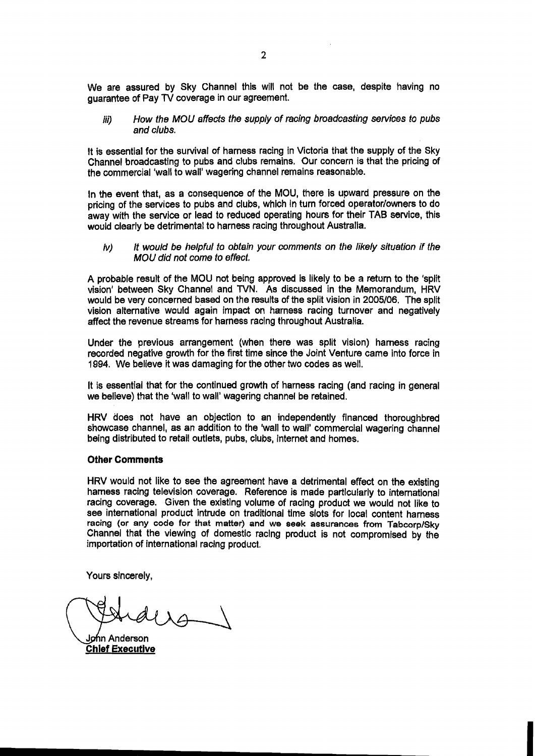We are assured by Sky Channel this will not be the case, despite having no guarantee of Pay TV coverage in our agreement.

*iii) How the MOU affects the supply of racing broadcasting services to pubs and clubs.*

It is essential for the survival of harness racing in Victoria that the supply of the Sky Channel broadcasting to pubs and clubs remains. Our concern is that the pricing of the commercial 'wall to wall' wagering channel remains reasonable.

In the event that, as a consequence of the MOU, there is upward pressure on the pricing of the services to pubs and clubs, which in turn forced operator/owners to do away with the service or lead to reduced operating hours for their TAB service, this would clearly be detrimental to harness racing throughout Australia.

*iv) It would be helpful to obtain your comments on the likely situation if the MOU did not come to effect.*

A probable result of the MOU not being approved is likely to be a return to the 'split vision' between Sky Channel and TVN. As discussed in the Memorandum, HRV would be very concerned based on the results of the split vision in 2005/06. The split vision alternative would again impact on harness racing turnover and negatively affect the revenue streams for harness racing throughout Australia.

Under the previous arrangement (when there was split vision) harness racing recorded negative growth for the first time since the Joint Venture came into force in 1994. We believe it was damaging for the other two codes as well.

It is essential that for the continued growth of harness racing (and racing in general we believe) that the 'wall to wall' wagering channel be retained.

HRV does not have an objection to an independently financed thoroughbred showcase channel, as an addition to the 'wall to wall' commercial wagering channel being distributed to retail outlets, pubs, clubs, internet and homes.

**Other Comments**

HRV would not like to see the agreement have a detrimental effect on the existing harness racing television coverage. Reference is made particularly to international racing coverage. Given the existing volume of racing product we would not like to see international product intrude on traditional time slots for local content harness racing (or any code for that matter) and we seek assurances from Tabcorp/Sky Channel that the viewing of domestic racing product is not compromised by the importation of international racing product.

Yours sincerely,

John Anderson
**Chief Executive**